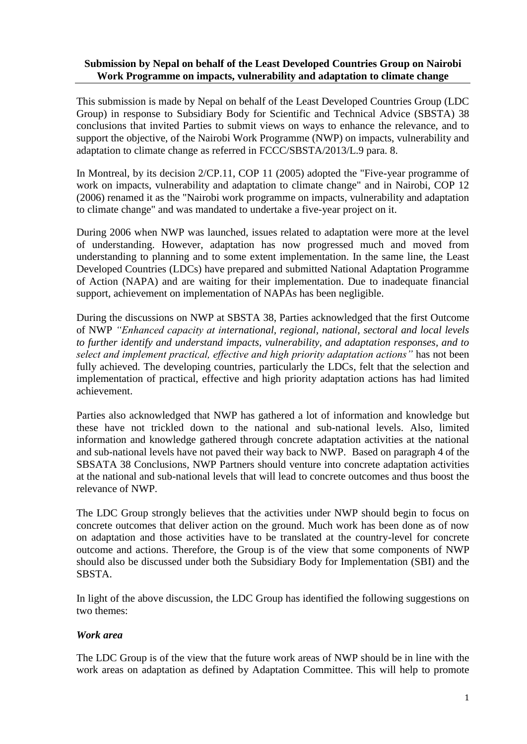**Submission by Nepal on behalf of the Least Developed Countries Group on Nairobi Work Programme on impacts, vulnerability and adaptation to climate change**

This submission is made by Nepal on behalf of the Least Developed Countries Group (LDC Group) in response to Subsidiary Body for Scientific and Technical Advice (SBSTA) 38 conclusions that invited Parties to submit views on ways to enhance the relevance, and to support the objective, of the Nairobi Work Programme (NWP) on impacts, vulnerability and adaptation to climate change as referred in FCCC/SBSTA/2013/L.9 para. 8.

In Montreal, by its decision 2/CP.11, COP 11 (2005) adopted the "Five-year programme of work on impacts, vulnerability and adaptation to climate change" and in Nairobi, COP 12 (2006) renamed it as the "Nairobi work programme on impacts, vulnerability and adaptation to climate change" and was mandated to undertake a five-year project on it.

During 2006 when NWP was launched, issues related to adaptation were more at the level of understanding. However, adaptation has now progressed much and moved from understanding to planning and to some extent implementation. In the same line, the Least Developed Countries (LDCs) have prepared and submitted National Adaptation Programme of Action (NAPA) and are waiting for their implementation. Due to inadequate financial support, achievement on implementation of NAPAs has been negligible.

During the discussions on NWP at SBSTA 38, Parties acknowledged that the first Outcome of NWP *"Enhanced capacity at international, regional, national, sectoral and local levels to further identify and understand impacts, vulnerability, and adaptation responses, and to select and implement practical, effective and high priority adaptation actions"* has not been fully achieved. The developing countries, particularly the LDCs, felt that the selection and implementation of practical, effective and high priority adaptation actions has had limited achievement.

Parties also acknowledged that NWP has gathered a lot of information and knowledge but these have not trickled down to the national and sub-national levels. Also, limited information and knowledge gathered through concrete adaptation activities at the national and sub-national levels have not paved their way back to NWP. Based on paragraph 4 of the SBSATA 38 Conclusions, NWP Partners should venture into concrete adaptation activities at the national and sub-national levels that will lead to concrete outcomes and thus boost the relevance of NWP.

The LDC Group strongly believes that the activities under NWP should begin to focus on concrete outcomes that deliver action on the ground. Much work has been done as of now on adaptation and those activities have to be translated at the country-level for concrete outcome and actions. Therefore, the Group is of the view that some components of NWP should also be discussed under both the Subsidiary Body for Implementation (SBI) and the SBSTA.

In light of the above discussion, the LDC Group has identified the following suggestions on two themes:

***Work area***

The LDC Group is of the view that the future work areas of NWP should be in line with the work areas on adaptation as defined by Adaptation Committee. This will help to promote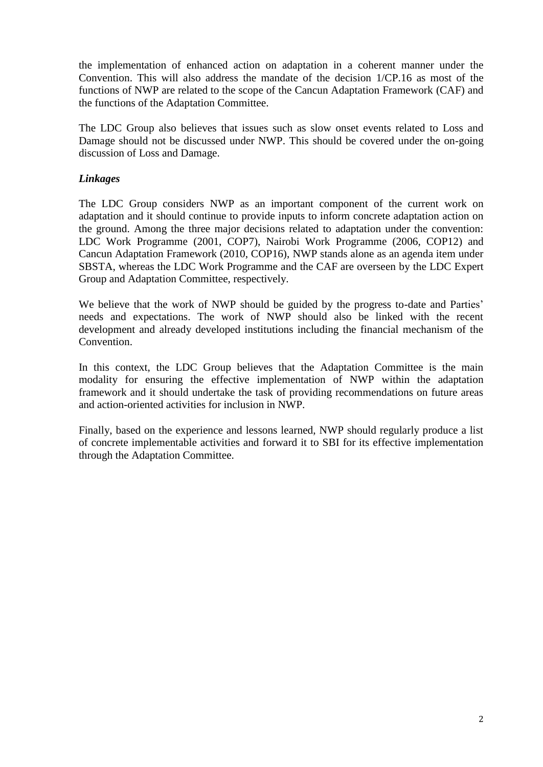the implementation of enhanced action on adaptation in a coherent manner under the Convention. This will also address the mandate of the decision 1/CP.16 as most of the functions of NWP are related to the scope of the Cancun Adaptation Framework (CAF) and the functions of the Adaptation Committee.

The LDC Group also believes that issues such as slow onset events related to Loss and Damage should not be discussed under NWP. This should be covered under the on-going discussion of Loss and Damage.

***Linkages***

The LDC Group considers NWP as an important component of the current work on adaptation and it should continue to provide inputs to inform concrete adaptation action on the ground. Among the three major decisions related to adaptation under the convention: LDC Work Programme (2001, COP7), Nairobi Work Programme (2006, COP12) and Cancun Adaptation Framework (2010, COP16), NWP stands alone as an agenda item under SBSTA, whereas the LDC Work Programme and the CAF are overseen by the LDC Expert Group and Adaptation Committee, respectively.

We believe that the work of NWP should be guided by the progress to-date and Parties' needs and expectations. The work of NWP should also be linked with the recent development and already developed institutions including the financial mechanism of the Convention.

In this context, the LDC Group believes that the Adaptation Committee is the main modality for ensuring the effective implementation of NWP within the adaptation framework and it should undertake the task of providing recommendations on future areas and action-oriented activities for inclusion in NWP.

Finally, based on the experience and lessons learned, NWP should regularly produce a list of concrete implementable activities and forward it to SBI for its effective implementation through the Adaptation Committee.